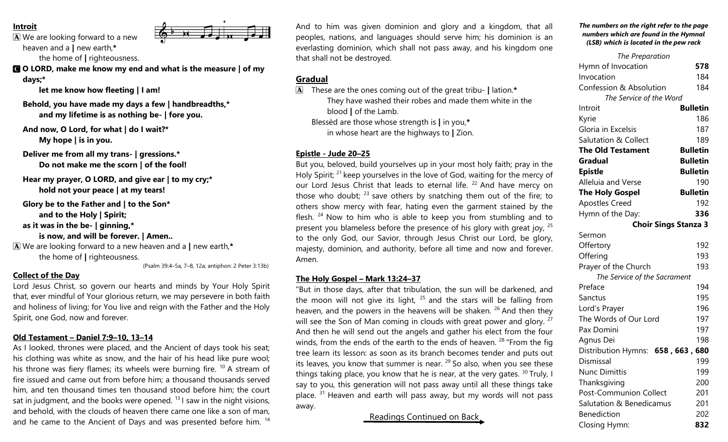## Introit

A We are looking forward to a new heaven and a | new earth,*
the home of | righteousness.

C **O LORD, make me know my end and what is the measure | of my days;***
**let me know how fleeting | I am!**

**Behold, you have made my days a few | handbreadths,***
**and my lifetime is as nothing be- | fore you.**

**And now, O Lord, for what | do I wait?***
**My hope | is in you.**

**Deliver me from all my trans- | gressions.***
**Do not make me the scorn | of the fool!**

**Hear my prayer, O LORD, and give ear | to my cry;***
**hold not your peace | at my tears!**

**Glory be to the Father and | to the Son***
**and to the Holy | Spirit;**
**as it was in the be- | ginning,***
**is now, and will be forever. | Amen..**

A We are looking forward to a new heaven and a | new earth,*
the home of | righteousness.

(Psalm 39:4–5a, 7–8, 12a; antiphon: 2 Peter 3:13b)

## Collect of the Day

Lord Jesus Christ, so govern our hearts and minds by Your Holy Spirit that, ever mindful of Your glorious return, we may persevere in both faith and holiness of living; for You live and reign with the Father and the Holy Spirit, one God, now and forever.

## Old Testament – Daniel 7:9–10, 13–14

As I looked, thrones were placed, and the Ancient of days took his seat; his clothing was white as snow, and the hair of his head like pure wool; his throne was fiery flames; its wheels were burning fire. [10] A stream of fire issued and came out from before him; a thousand thousands served him, and ten thousand times ten thousand stood before him; the court sat in judgment, and the books were opened. [13] I saw in the night visions, and behold, with the clouds of heaven there came one like a son of man, and he came to the Ancient of Days and was presented before him. [14] And to him was given dominion and glory and a kingdom, that all peoples, nations, and languages should serve him; his dominion is an everlasting dominion, which shall not pass away, and his kingdom one that shall not be destroyed.

## Gradual

A These are the ones coming out of the great tribu- | lation.*
They have washed their robes and made them white in the blood | of the Lamb.
Blessèd are those whose strength is | in you,*
in whose heart are the highways to | Zion.

## Epistle - Jude 20–25

But you, beloved, build yourselves up in your most holy faith; pray in the Holy Spirit; [21] keep yourselves in the love of God, waiting for the mercy of our Lord Jesus Christ that leads to eternal life. [22] And have mercy on those who doubt; [23] save others by snatching them out of the fire; to others show mercy with fear, hating even the garment stained by the flesh. [24] Now to him who is able to keep you from stumbling and to present you blameless before the presence of his glory with great joy, [25] to the only God, our Savior, through Jesus Christ our Lord, be glory, majesty, dominion, and authority, before all time and now and forever. Amen.

## The Holy Gospel – Mark 13:24–37

"But in those days, after that tribulation, the sun will be darkened, and the moon will not give its light, [25] and the stars will be falling from heaven, and the powers in the heavens will be shaken. [26] And then they will see the Son of Man coming in clouds with great power and glory. [27] And then he will send out the angels and gather his elect from the four winds, from the ends of the earth to the ends of heaven. [28] "From the fig tree learn its lesson: as soon as its branch becomes tender and puts out its leaves, you know that summer is near. [29] So also, when you see these things taking place, you know that he is near, at the very gates. [30] Truly, I say to you, this generation will not pass away until all these things take place. [31] Heaven and earth will pass away, but my words will not pass away.

Readings Continued on Back →

***The numbers on the right refer to the page numbers which are found in the Hymnal (LSB) which is located in the pew rack***

| | |
|---|---|
| *The Preparation* | |
| Hymn of Invocation | **578** |
| Invocation | 184 |
| Confession & Absolution | 184 |
| *The Service of the Word* | |
| Introit | **Bulletin** |
| Kyrie | 186 |
| Gloria in Excelsis | 187 |
| Salutation & Collect | 189 |
| **The Old Testament** | **Bulletin** |
| **Gradual** | **Bulletin** |
| **Epistle** | **Bulletin** |
| Alleluia and Verse | 190 |
| **The Holy Gospel** | **Bulletin** |
| Apostles Creed | 192 |
| Hymn of the Day: | **336** |
| **Choir Sings Stanza 3** | |
| Sermon | |
| Offertory | 192 |
| Offering | 193 |
| Prayer of the Church | 193 |
| *The Service of the Sacrament* | |
| Preface | 194 |
| Sanctus | 195 |
| Lord's Prayer | 196 |
| The Words of Our Lord | 197 |
| Pax Domini | 197 |
| Agnus Dei | 198 |
| Distribution Hymns: | **658 , 663 , 680** |
| Dismissal | 199 |
| Nunc Dimittis | 199 |
| Thanksgiving | 200 |
| Post-Communion Collect | 201 |
| Salutation & Benedicamus | 201 |
| Benediction | 202 |
| Closing Hymn: | **832** |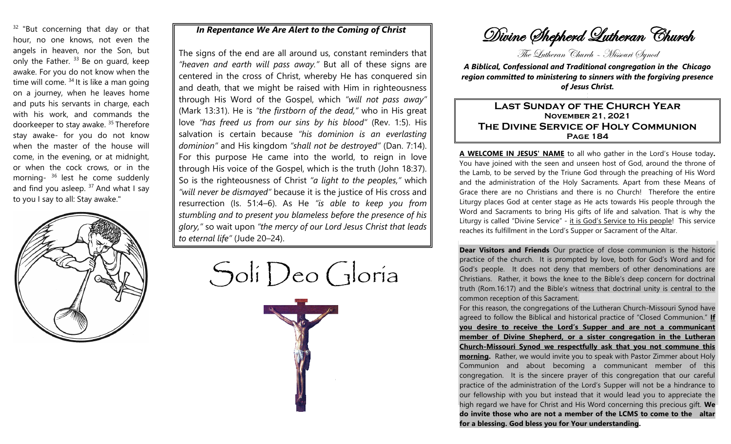[32] "But concerning that day or that hour, no one knows, not even the angels in heaven, nor the Son, but only the Father. [33] Be on guard, keep awake. For you do not know when the time will come. [34] It is like a man going on a journey, when he leaves home and puts his servants in charge, each with his work, and commands the doorkeeper to stay awake. [35] Therefore stay awake- for you do not know when the master of the house will come, in the evening, or at midnight, or when the cock crows, or in the morning- [36] lest he come suddenly and find you asleep. [37] And what I say to you I say to all: Stay awake."

### *In Repentance We Are Alert to the Coming of Christ*

The signs of the end are all around us, constant reminders that *"heaven and earth will pass away."* But all of these signs are centered in the cross of Christ, whereby He has conquered sin and death, that we might be raised with Him in righteousness through His Word of the Gospel, which *"will not pass away"* (Mark 13:31). He is *"the firstborn of the dead,"* who in His great love *"has freed us from our sins by his blood"* (Rev. 1:5). His salvation is certain because *"his dominion is an everlasting dominion"* and His kingdom *"shall not be destroyed"* (Dan. 7:14). For this purpose He came into the world, to reign in love through His voice of the Gospel, which is the truth (John 18:37). So is the righteousness of Christ *"a light to the peoples,"* which *"will never be dismayed"* because it is the justice of His cross and resurrection (Is. 51:4–6). As He *"is able to keep you from stumbling and to present you blameless before the presence of his glory,"* so wait upon *"the mercy of our Lord Jesus Christ that leads to eternal life"* (Jude 20–24).

Soli Deo Gloria

# Divine Shepherd Lutheran Church

The Lutheran Church ~ Missouri Synod

***A Biblical, Confessional and Traditional congregation in the Chicago region committed to ministering to sinners with the forgiving presence of Jesus Christ.***

## Last Sunday of the Church Year
**November 21, 2021**
## The Divine Service of Holy Communion
**Page 184**

**A WELCOME IN JESUS' NAME** to all who gather in the Lord's House today**.** You have joined with the seen and unseen host of God, around the throne of the Lamb, to be served by the Triune God through the preaching of His Word and the administration of the Holy Sacraments. Apart from these Means of Grace there are no Christians and there is no Church! Therefore the entire Liturgy places God at center stage as He acts towards His people through the Word and Sacraments to bring His gifts of life and salvation. That is why the Liturgy is called "Divine Service" - it is God's Service to His people! This service reaches its fulfillment in the Lord's Supper or Sacrament of the Altar.

**Dear Visitors and Friends** Our practice of close communion is the historic practice of the church. It is prompted by love, both for God's Word and for God's people. It does not deny that members of other denominations are Christians. Rather, it bows the knee to the Bible's deep concern for doctrinal truth (Rom.16:17) and the Bible's witness that doctrinal unity is central to the common reception of this Sacrament.

For this reason, the congregations of the Lutheran Church-Missouri Synod have agreed to follow the Biblical and historical practice of "Closed Communion." **If you desire to receive the Lord's Supper and are not a communicant member of Divine Shepherd, or a sister congregation in the Lutheran Church-Missouri Synod we respectfully ask that you not commune this morning.** Rather, we would invite you to speak with Pastor Zimmer about Holy Communion and about becoming a communicant member of this congregation. It is the sincere prayer of this congregation that our careful practice of the administration of the Lord's Supper will not be a hindrance to our fellowship with you but instead that it would lead you to appreciate the high regard we have for Christ and His Word concerning this precious gift. **We do invite those who are not a member of the LCMS to come to the altar for a blessing. God bless you for Your understanding.**